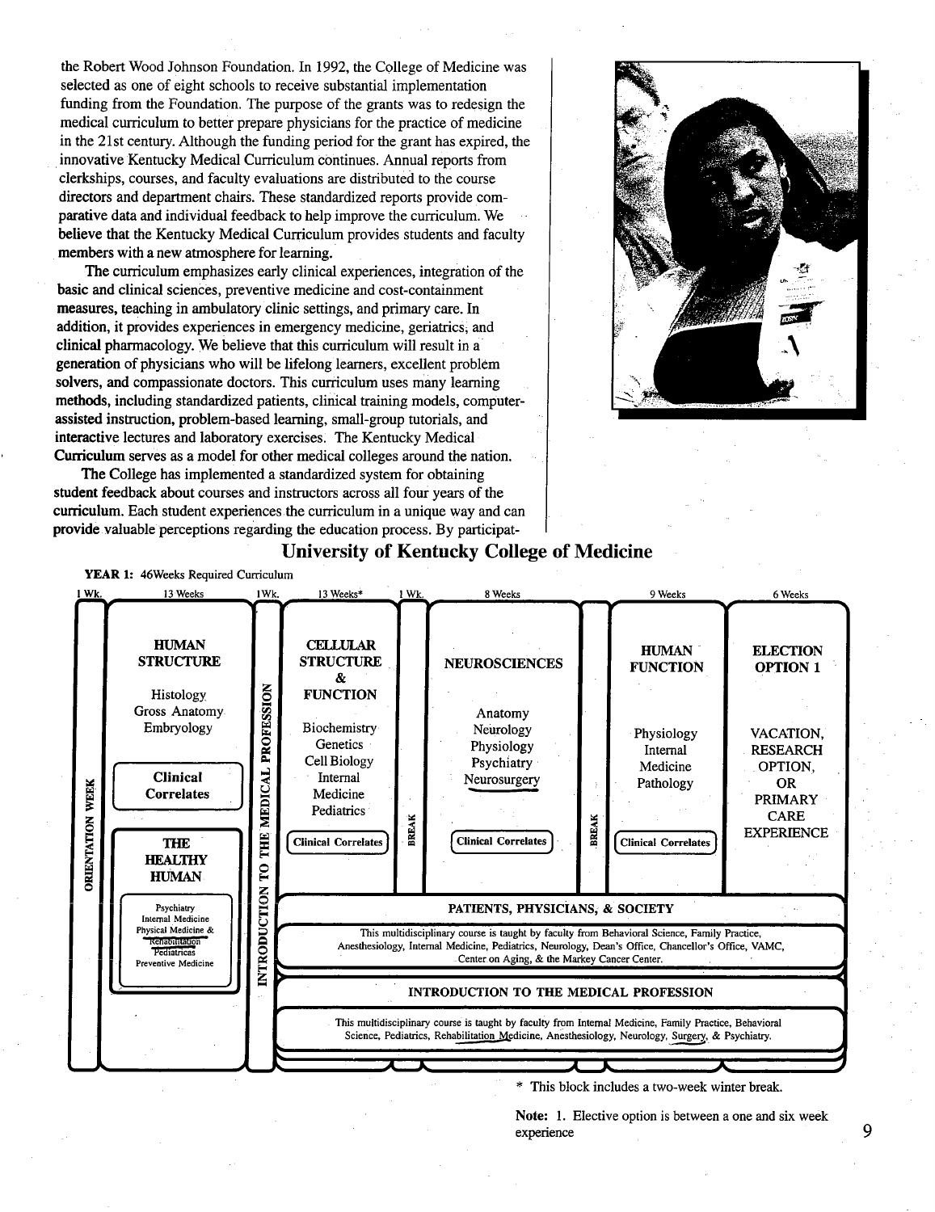the Robert Wood Johnson Foundation. In 1992, the College of Medicine was selected as one of eight schools to receive substantial implementation funding from the Foundation. The purpose of the grants was to redesign the medical curriculum to better prepare physicians for the practice of medicine in the 21st century. Although the funding period for the grant has expired, the innovative Kentucky Medical Curriculum continues. Annual reports from clerkships, courses, and faculty evaluations are distributed to the course directors and department chairs. These standardized reports provide comparative data and individual feedback to help improve the curriculum. We believe that the Kentucky Medical Curriculum provides students and faculty members with a new atmosphere for learning.

The curriculum emphasizes early clinical experiences, integration of the basic and clinical sciences, preventive medicine and cost-containment measures, teaching in ambulatory clinic settings, and primary care. In addition, it provides experiences in emergency medicine, geriatrics, and clinical pharmacology. We believe that this curriculum will result in a generation of physicians who will be lifelong learners, excellent problem solvers, and compassionate doctors. This curriculum uses many learning methods, including standardized patients, clinical training models, computer-assisted instruction, problem-based learning, small-group tutorials, and interactive lectures and laboratory exercises. The Kentucky Medical Curriculum serves as a model for other medical colleges around the nation.

The College has implemented a standardized system for obtaining student feedback about courses and instructors across all four years of the curriculum. Each student experiences the curriculum in a unique way and can provide valuable perceptions regarding the education process. By participat-

## University of Kentucky College of Medicine

**YEAR 1:** 46Weeks Required Curriculum

| 1 Wk. | 13 Weeks | 1Wk. | 13 Weeks* | 1 Wk. | 8 Weeks | 1 Wk. | 9 Weeks | 6 Weeks |
|---|---|---|---|---|---|---|---|---|
| ORIENTATION WEEK | **HUMAN STRUCTURE**<br>Histology<br>Gross Anatomy<br>Embryology<br>**Clinical Correlates**<br>**THE HEALTHY HUMAN**<br>Psychiatry<br>Internal Medicine<br>Physical Medicine & Rehabilitation<br>Pediatrics<br>Preventive Medicine | INTRODUCTION TO THE MEDICAL PROFESSION | **CELLULAR STRUCTURE & FUNCTION**<br>Biochemistry<br>Genetics<br>Cell Biology<br>Internal Medicine<br>Pediatrics<br>Clinical Correlates | BREAK | **NEUROSCIENCES**<br>Anatomy<br>Neurology<br>Physiology<br>Psychiatry<br>Neurosurgery<br>Clinical Correlates | BREAK | **HUMAN FUNCTION**<br>Physiology<br>Internal Medicine<br>Pathology<br>Clinical Correlates | **ELECTION OPTION 1**<br>VACATION, RESEARCH OPTION, OR PRIMARY CARE EXPERIENCE |

**PATIENTS, PHYSICIANS, & SOCIETY**

This multidisciplinary course is taught by faculty from Behavioral Science, Family Practice, Anesthesiology, Internal Medicine, Pediatrics, Neurology, Dean's Office, Chancellor's Office, VAMC, Center on Aging, & the Markey Cancer Center.

**INTRODUCTION TO THE MEDICAL PROFESSION**

This multidisciplinary course is taught by faculty from Internal Medicine, Family Practice, Behavioral Science, Pediatrics, Rehabilitation Medicine, Anesthesiology, Neurology, Surgery, & Psychiatry.

\* This block includes a two-week winter break.

**Note:** 1. Elective option is between a one and six week experience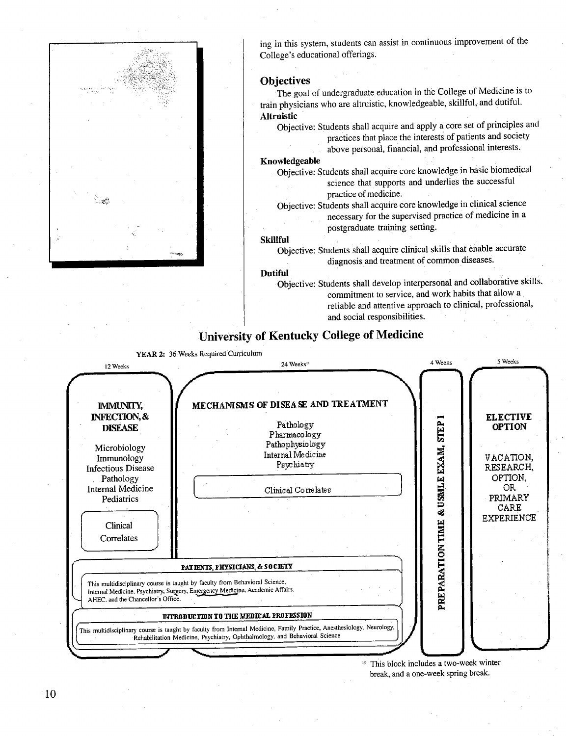ing in this system, students can assist in continuous improvement of the College's educational offerings.

### Objectives

The goal of undergraduate education in the College of Medicine is to train physicians who are altruistic, knowledgeable, skillful, and dutiful.

**Altruistic**

Objective: Students shall acquire and apply a core set of principles and practices that place the interests of patients and society above personal, financial, and professional interests.

**Knowledgeable**

Objective: Students shall acquire core knowledge in basic biomedical science that supports and underlies the successful practice of medicine.

Objective: Students shall acquire core knowledge in clinical science necessary for the supervised practice of medicine in a postgraduate training setting.

**Skillful**

Objective: Students shall acquire clinical skills that enable accurate diagnosis and treatment of common diseases.

**Dutiful**

Objective: Students shall develop interpersonal and collaborative skills, commitment to service, and work habits that allow a reliable and attentive approach to clinical, professional, and social responsibilities.

## University of Kentucky College of Medicine

**YEAR 2:** 36 Weeks Required Curriculum

| 12 Weeks | 24 Weeks* | 4 Weeks | 5 Weeks |
|---|---|---|---|
| **IMMUNITY, INFECTION, & DISEASE**<br>Microbiology<br>Immunology<br>Infectious Disease<br>Pathology<br>Internal Medicine<br>Pediatrics<br>Clinical Correlates | **MECHANISMS OF DISEASE AND TREATMENT**<br>Pathology<br>Pharmacology<br>Pathophysiology<br>Internal Medicine<br>Psychiatry<br>Clinical Correlates | **PREPARATION TIME & USMLE EXAM, STEP 1** | **ELECTIVE OPTION**<br>VACATION, RESEARCH, OPTION, OR PRIMARY CARE EXPERIENCE |

**PATIENTS, PHYSICIANS, & SOCIETY**

This multidisciplinary course is taught by faculty from Behavioral Science, Internal Medicine, Psychiatry, Surgery, Emergency Medicine, Academic Affairs, AHEC, and the Chancellor's Office.

**INTRODUCTION TO THE MEDICAL PROFESSION**

This multidisciplinary course is taught by faculty from Internal Medicine, Family Practice, Anesthesiology, Neurology, Rehabilitation Medicine, Psychiatry, Ophthalmology, and Behavioral Science

\* This block includes a two-week winter break, and a one-week spring break.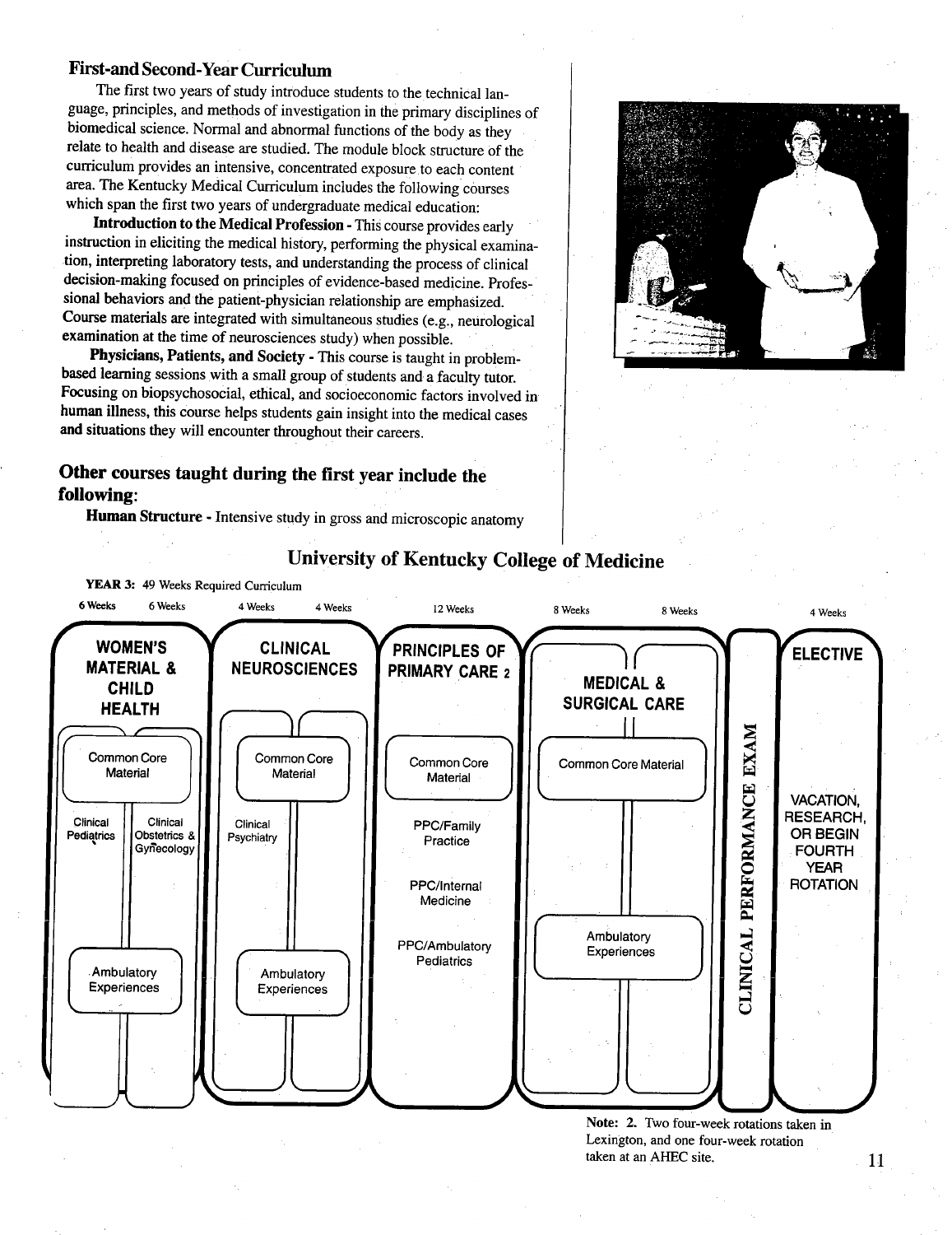## First-and Second-Year Curriculum

The first two years of study introduce students to the technical language, principles, and methods of investigation in the primary disciplines of biomedical science. Normal and abnormal functions of the body as they relate to health and disease are studied. The module block structure of the curriculum provides an intensive, concentrated exposure to each content area. The Kentucky Medical Curriculum includes the following courses which span the first two years of undergraduate medical education:

**Introduction to the Medical Profession** - This course provides early instruction in eliciting the medical history, performing the physical examination, interpreting laboratory tests, and understanding the process of clinical decision-making focused on principles of evidence-based medicine. Professional behaviors and the patient-physician relationship are emphasized. Course materials are integrated with simultaneous studies (e.g., neurological examination at the time of neurosciences study) when possible.

**Physicians, Patients, and Society** - This course is taught in problem-based learning sessions with a small group of students and a faculty tutor. Focusing on biopsychosocial, ethical, and socioeconomic factors involved in human illness, this course helps students gain insight into the medical cases and situations they will encounter throughout their careers.

## Other courses taught during the first year include the following:

**Human Structure** - Intensive study in gross and microscopic anatomy

## University of Kentucky College of Medicine

**YEAR 3:** 49 Weeks Required Curriculum

| WOMEN'S MATERIAL & CHILD HEALTH (6 Weeks / 6 Weeks) | CLINICAL NEUROSCIENCES (4 Weeks / 4 Weeks) | PRINCIPLES OF PRIMARY CARE [2] (12 Weeks) | MEDICAL & SURGICAL CARE (8 Weeks / 8 Weeks) | CLINICAL PERFORMANCE EXAM | ELECTIVE (4 Weeks) |
|---|---|---|---|---|---|
| Common Core Material | Common Core Material | Common Core Material | Common Core Material | | VACATION, RESEARCH, OR BEGIN FOURTH YEAR ROTATION |
| Clinical Pediatrics; Clinical Obstetrics & Gynecology | Clinical Psychiatry | PPC/Family Practice; PPC/Internal Medicine; PPC/Ambulatory Pediatrics | | | |
| Ambulatory Experiences | Ambulatory Experiences | | Ambulatory Experiences | | |

**Note: 2.** Two four-week rotations taken in Lexington, and one four-week rotation taken at an AHEC site.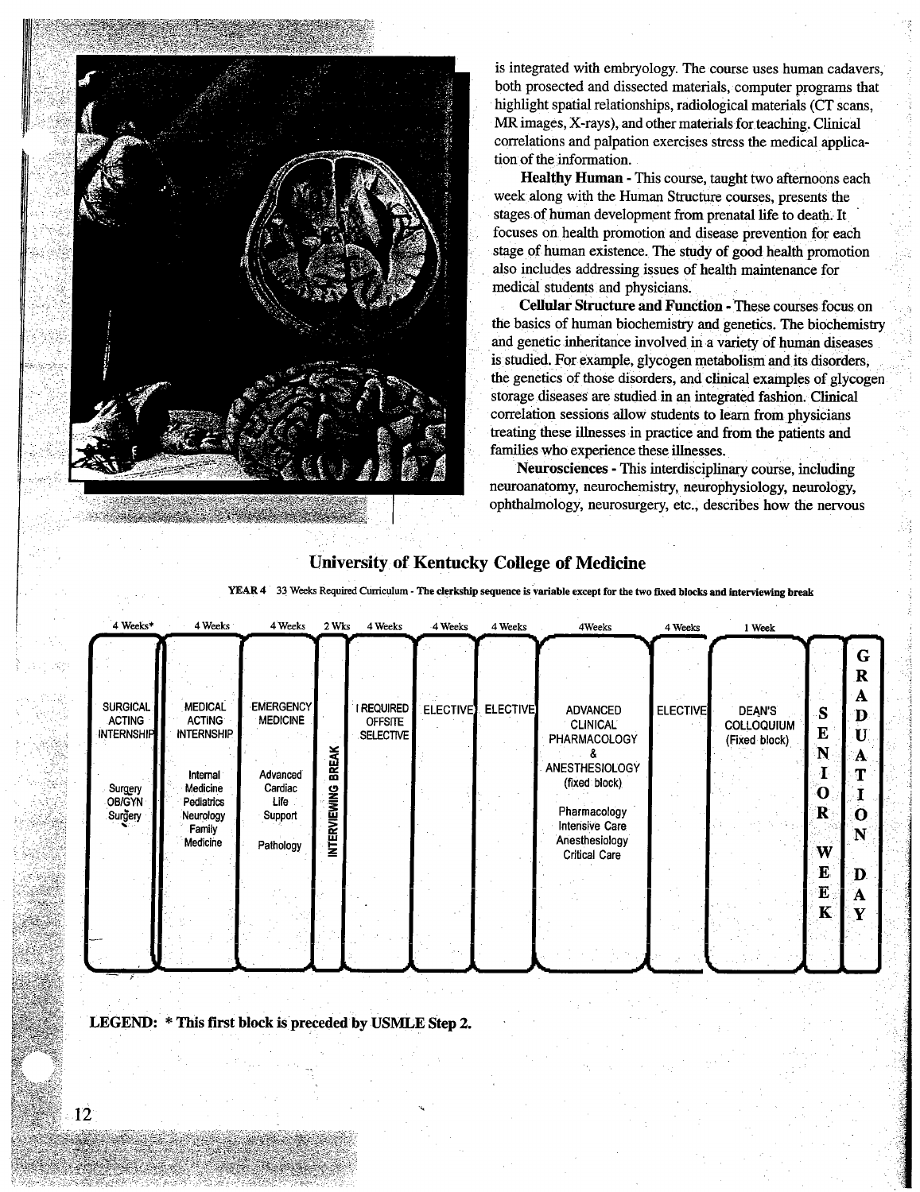is integrated with embryology. The course uses human cadavers, both prosected and dissected materials, computer programs that highlight spatial relationships, radiological materials (CT scans, MR images, X-rays), and other materials for teaching. Clinical correlations and palpation exercises stress the medical application of the information.

**Healthy Human -** This course, taught two afternoons each week along with the Human Structure courses, presents the stages of human development from prenatal life to death. It focuses on health promotion and disease prevention for each stage of human existence. The study of good health promotion also includes addressing issues of health maintenance for medical students and physicians.

**Cellular Structure and Function -** These courses focus on the basics of human biochemistry and genetics. The biochemistry and genetic inheritance involved in a variety of human diseases is studied. For example, glycogen metabolism and its disorders, the genetics of those disorders, and clinical examples of glycogen storage diseases are studied in an integrated fashion. Clinical correlation sessions allow students to learn from physicians treating these illnesses in practice and from the patients and families who experience these illnesses.

**Neurosciences -** This interdisciplinary course, including neuroanatomy, neurochemistry, neurophysiology, neurology, ophthalmology, neurosurgery, etc., describes how the nervous

## University of Kentucky College of Medicine

**YEAR 4** 33 Weeks Required Curriculum - **The clerkship sequence is variable except for the two fixed blocks and interviewing break**

| 4 Weeks* | 4 Weeks | 4 Weeks | 2 Wks | 4 Weeks | 4 Weeks | 4 Weeks | 4Weeks | 4 Weeks | 1 Week | | |
|---|---|---|---|---|---|---|---|---|---|---|---|
| SURGICAL ACTING INTERNSHIP<br><br>Surgery<br>OB/GYN<br>Surgery | MEDICAL ACTING INTERNSHIP<br><br>Internal Medicine<br>Pediatrics<br>Neurology<br>Family Medicine | EMERGENCY MEDICINE<br><br>Advanced Cardiac Life Support<br><br>Pathology | INTERVIEWING BREAK | 1 REQUIRED OFFSITE SELECTIVE | ELECTIVE | ELECTIVE | ADVANCED CLINICAL PHARMACOLOGY & ANESTHESIOLOGY (fixed block)<br><br>Pharmacology<br>Intensive Care<br>Anesthesiology<br>Critical Care | ELECTIVE | DEAN'S COLLOQUIUM (Fixed block) | SENIOR WEEK | GRADUATION DAY |

**LEGEND: * This first block is preceded by USMLE Step 2.**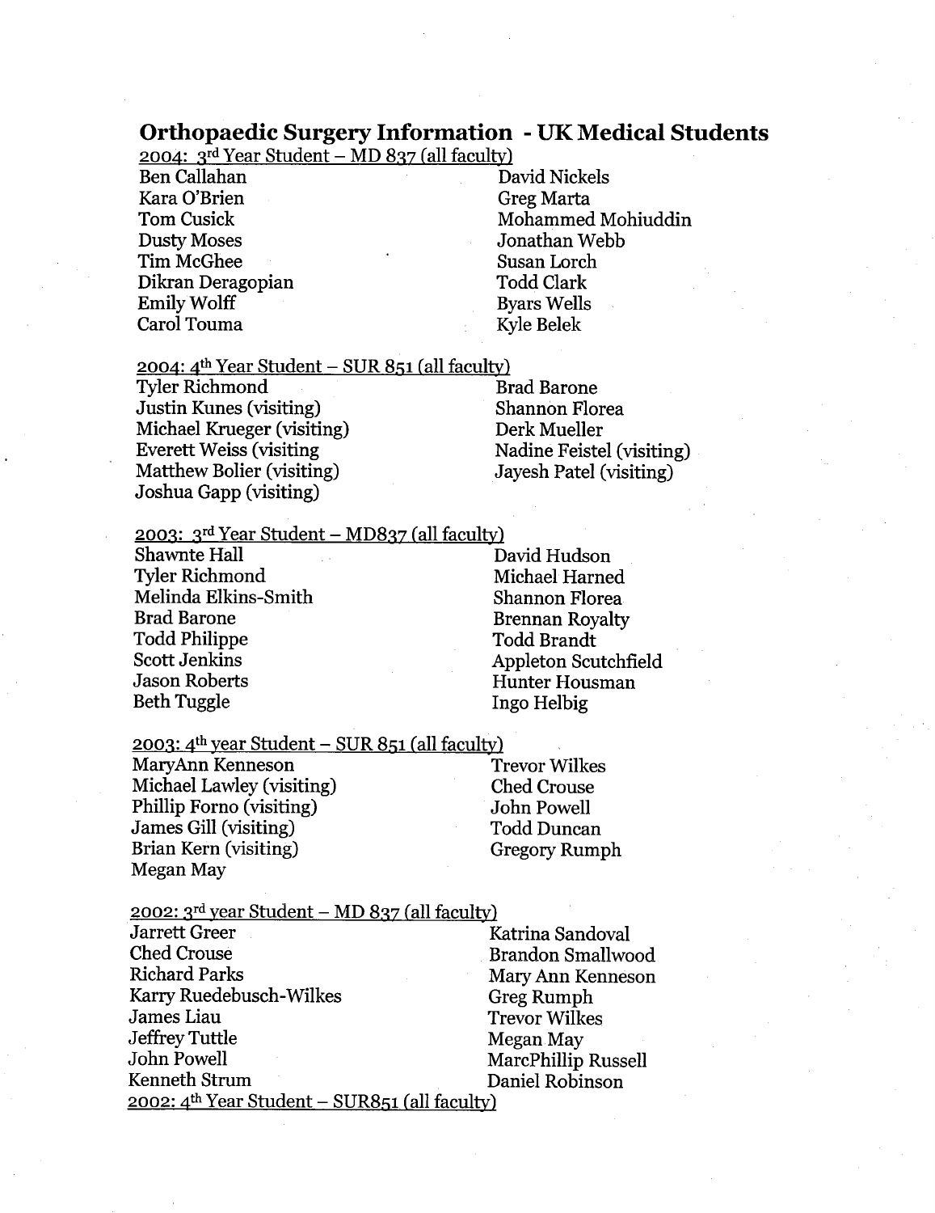# Orthopaedic Surgery Information - UK Medical Students

2004: 3rd Year Student – MD 837 (all faculty)

Ben Callahan
Kara O'Brien
Tom Cusick
Dusty Moses
Tim McGhee
Dikran Deragopian
Emily Wolff
Carol Touma
David Nickels
Greg Marta
Mohammed Mohiuddin
Jonathan Webb
Susan Lorch
Todd Clark
Byars Wells
Kyle Belek

2004: 4th Year Student – SUR 851 (all faculty)

Tyler Richmond
Justin Kunes (visiting)
Michael Krueger (visiting)
Everett Weiss (visiting
Matthew Bolier (visiting)
Joshua Gapp (visiting)
Brad Barone
Shannon Florea
Derk Mueller
Nadine Feistel (visiting)
Jayesh Patel (visiting)

2003: 3rd Year Student – MD837 (all faculty)

Shawnte Hall
Tyler Richmond
Melinda Elkins-Smith
Brad Barone
Todd Philippe
Scott Jenkins
Jason Roberts
Beth Tuggle
David Hudson
Michael Harned
Shannon Florea
Brennan Royalty
Todd Brandt
Appleton Scutchfield
Hunter Housman
Ingo Helbig

2003: 4th year Student – SUR 851 (all faculty)

MaryAnn Kenneson
Michael Lawley (visiting)
Phillip Forno (visiting)
James Gill (visiting)
Brian Kern (visiting)
Megan May
Trevor Wilkes
Ched Crouse
John Powell
Todd Duncan
Gregory Rumph

2002: 3rd year Student – MD 837 (all faculty)

Jarrett Greer
Ched Crouse
Richard Parks
Karry Ruedebusch-Wilkes
James Liau
Jeffrey Tuttle
John Powell
Kenneth Strum
Katrina Sandoval
Brandon Smallwood
Mary Ann Kenneson
Greg Rumph
Trevor Wilkes
Megan May
MarcPhillip Russell
Daniel Robinson

2002: 4th Year Student – SUR851 (all faculty)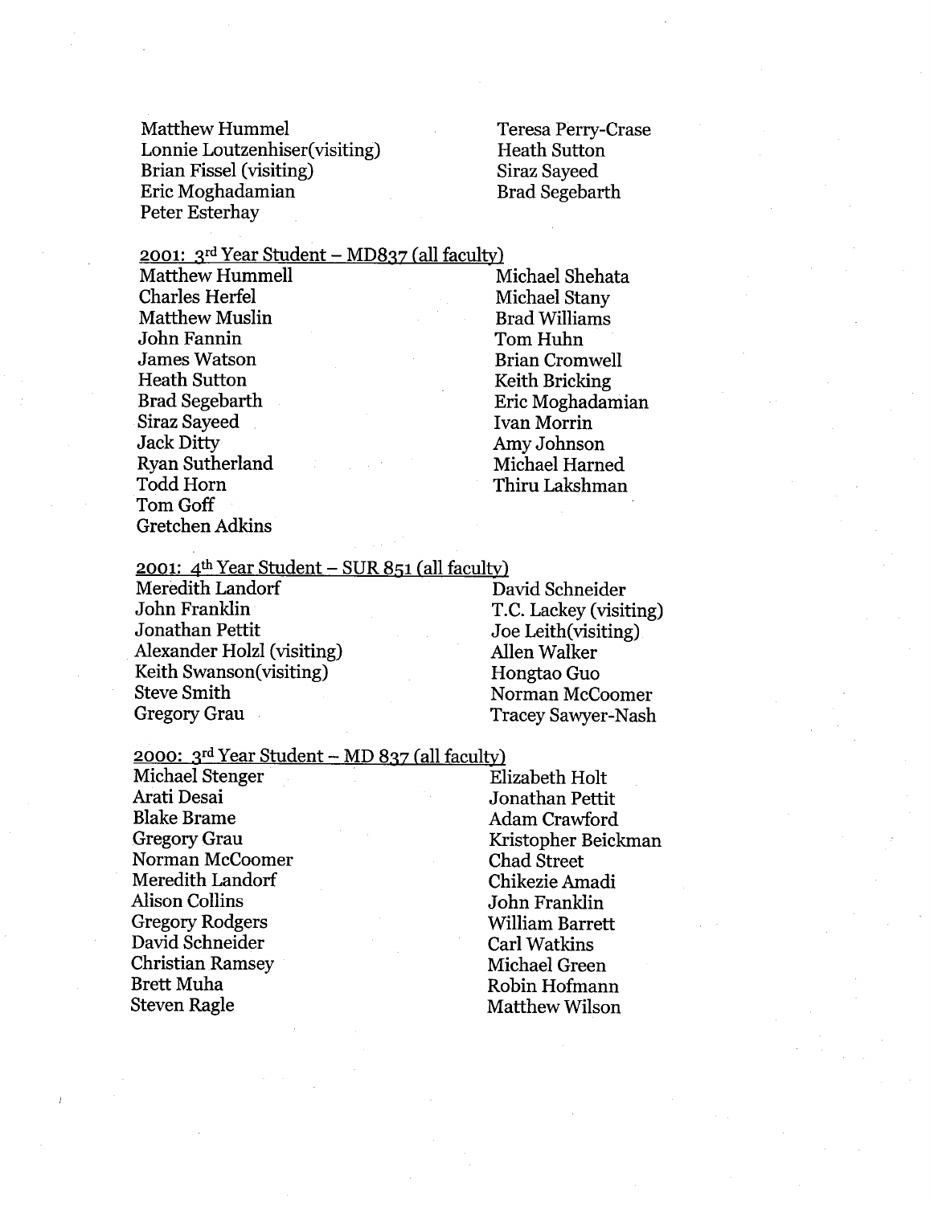Matthew Hummel
Lonnie Loutzenhiser(visiting)
Brian Fissel (visiting)
Eric Moghadamian
Peter Esterhay
Teresa Perry-Crase
Heath Sutton
Siraz Sayeed
Brad Segebarth

2001: 3rd Year Student – MD837 (all faculty)

Matthew Hummell
Charles Herfel
Matthew Muslin
John Fannin
James Watson
Heath Sutton
Brad Segebarth
Siraz Sayeed
Jack Ditty
Ryan Sutherland
Todd Horn
Tom Goff
Gretchen Adkins
Michael Shehata
Michael Stany
Brad Williams
Tom Huhn
Brian Cromwell
Keith Bricking
Eric Moghadamian
Ivan Morrin
Amy Johnson
Michael Harned
Thiru Lakshman

2001: 4th Year Student – SUR 851 (all faculty)

Meredith Landorf
John Franklin
Jonathan Pettit
Alexander Holzl (visiting)
Keith Swanson(visiting)
Steve Smith
Gregory Grau
David Schneider
T.C. Lackey (visiting)
Joe Leith(visiting)
Allen Walker
Hongtao Guo
Norman McCoomer
Tracey Sawyer-Nash

2000: 3rd Year Student – MD 837 (all faculty)

Michael Stenger
Arati Desai
Blake Brame
Gregory Grau
Norman McCoomer
Meredith Landorf
Alison Collins
Gregory Rodgers
David Schneider
Christian Ramsey
Brett Muha
Steven Ragle
Elizabeth Holt
Jonathan Pettit
Adam Crawford
Kristopher Beickman
Chad Street
Chikezie Amadi
John Franklin
William Barrett
Carl Watkins
Michael Green
Robin Hofmann
Matthew Wilson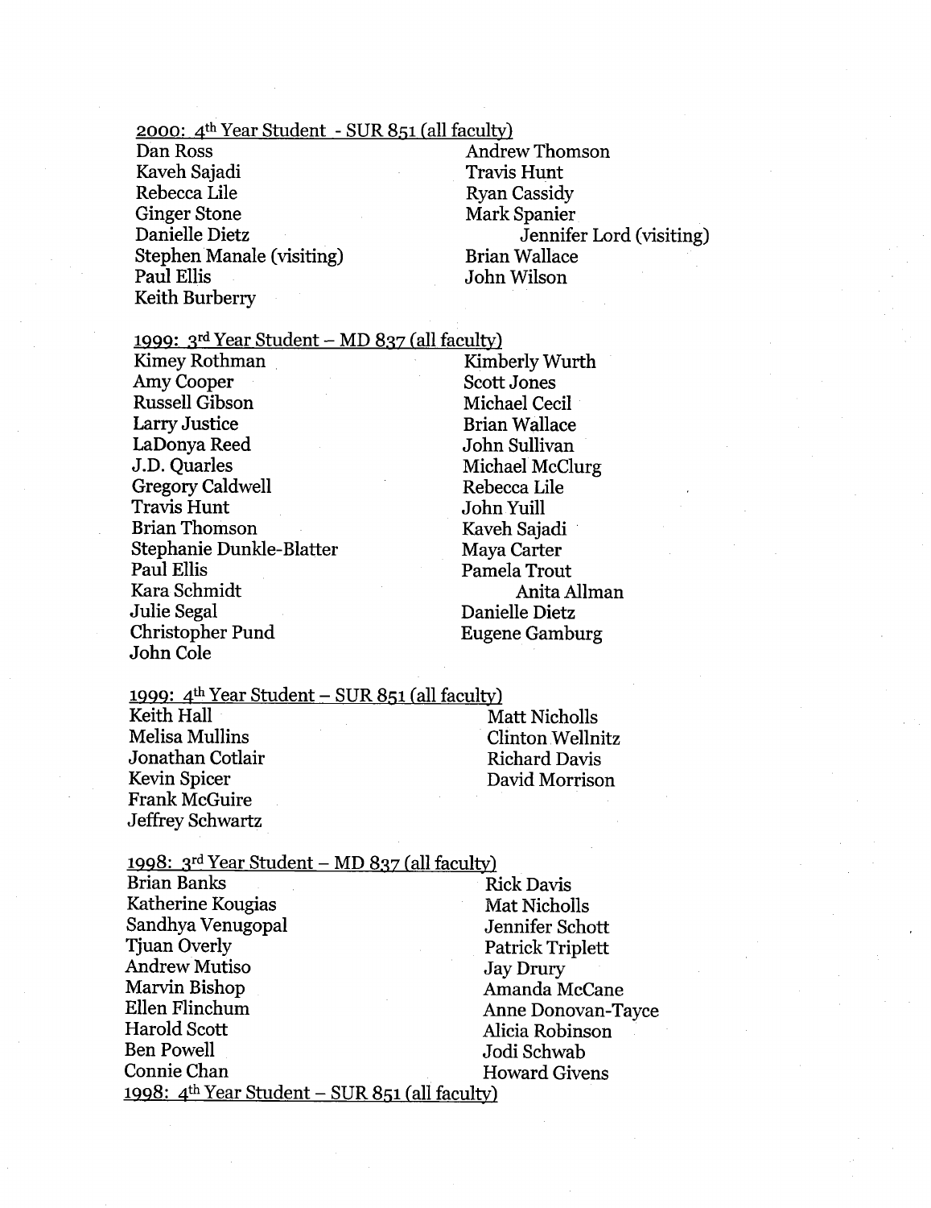2000: 4th Year Student - SUR 851 (all faculty)

Dan Ross
Kaveh Sajadi
Rebecca Lile
Ginger Stone
Danielle Dietz
Stephen Manale (visiting)
Paul Ellis
Keith Burberry
Andrew Thomson
Travis Hunt
Ryan Cassidy
Mark Spanier
Jennifer Lord (visiting)
Brian Wallace
John Wilson

1999: 3rd Year Student – MD 837 (all faculty)

Kimey Rothman
Amy Cooper
Russell Gibson
Larry Justice
LaDonya Reed
J.D. Quarles
Gregory Caldwell
Travis Hunt
Brian Thomson
Stephanie Dunkle-Blatter
Paul Ellis
Kara Schmidt
Julie Segal
Christopher Pund
John Cole
Kimberly Wurth
Scott Jones
Michael Cecil
Brian Wallace
John Sullivan
Michael McClurg
Rebecca Lile
John Yuill
Kaveh Sajadi
Maya Carter
Pamela Trout
Anita Allman
Danielle Dietz
Eugene Gamburg

1999: 4th Year Student – SUR 851 (all faculty)

Keith Hall
Melisa Mullins
Jonathan Cotlair
Kevin Spicer
Frank McGuire
Jeffrey Schwartz
Matt Nicholls
Clinton Wellnitz
Richard Davis
David Morrison

1998: 3rd Year Student – MD 837 (all faculty)

Brian Banks
Katherine Kougias
Sandhya Venugopal
Tjuan Overly
Andrew Mutiso
Marvin Bishop
Ellen Flinchum
Harold Scott
Ben Powell
Connie Chan
Rick Davis
Mat Nicholls
Jennifer Schott
Patrick Triplett
Jay Drury
Amanda McCane
Anne Donovan-Tayce
Alicia Robinson
Jodi Schwab
Howard Givens

1998: 4th Year Student – SUR 851 (all faculty)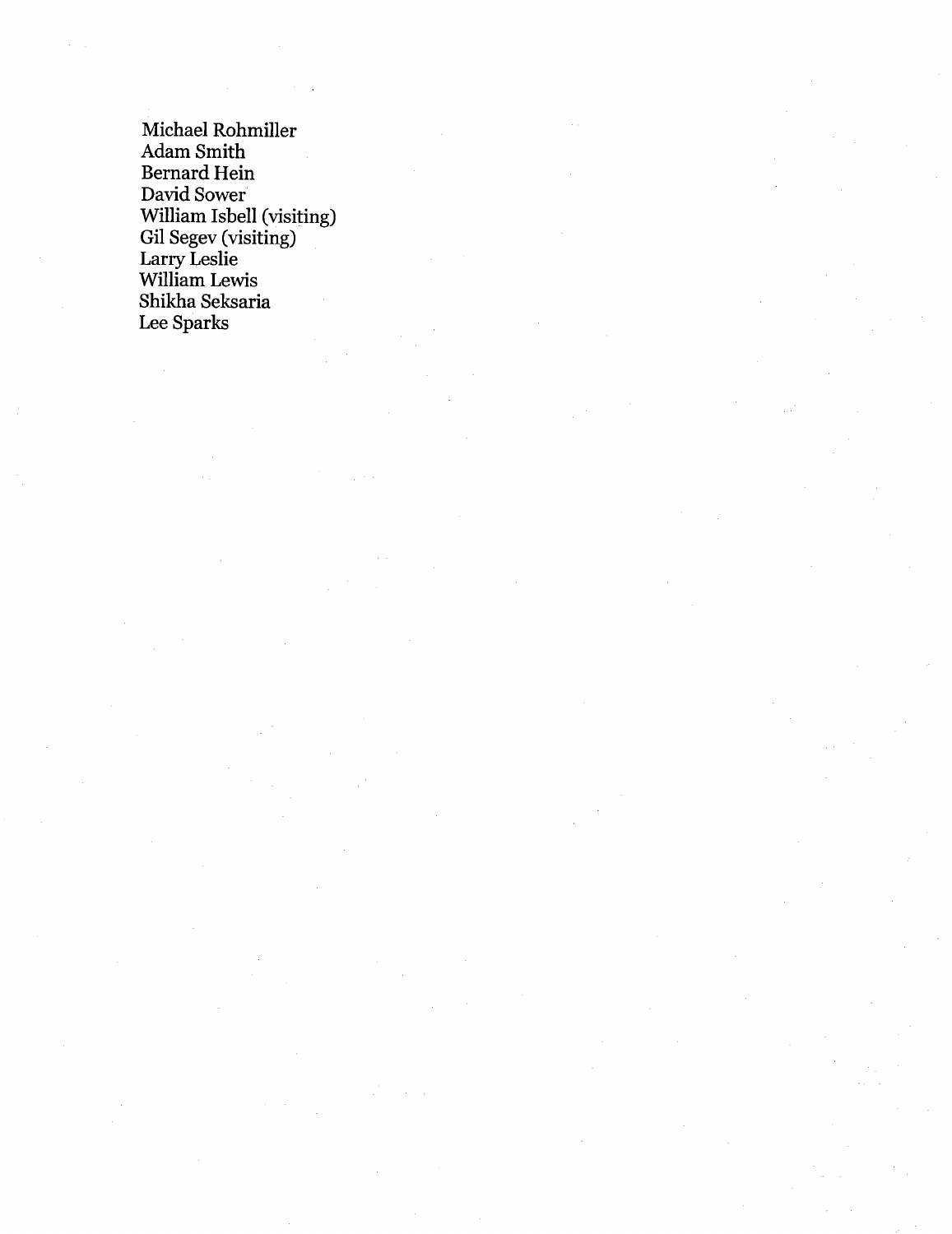Michael Rohmiller
Adam Smith
Bernard Hein
David Sower
William Isbell (visiting)
Gil Segev (visiting)
Larry Leslie
William Lewis
Shikha Seksaria
Lee Sparks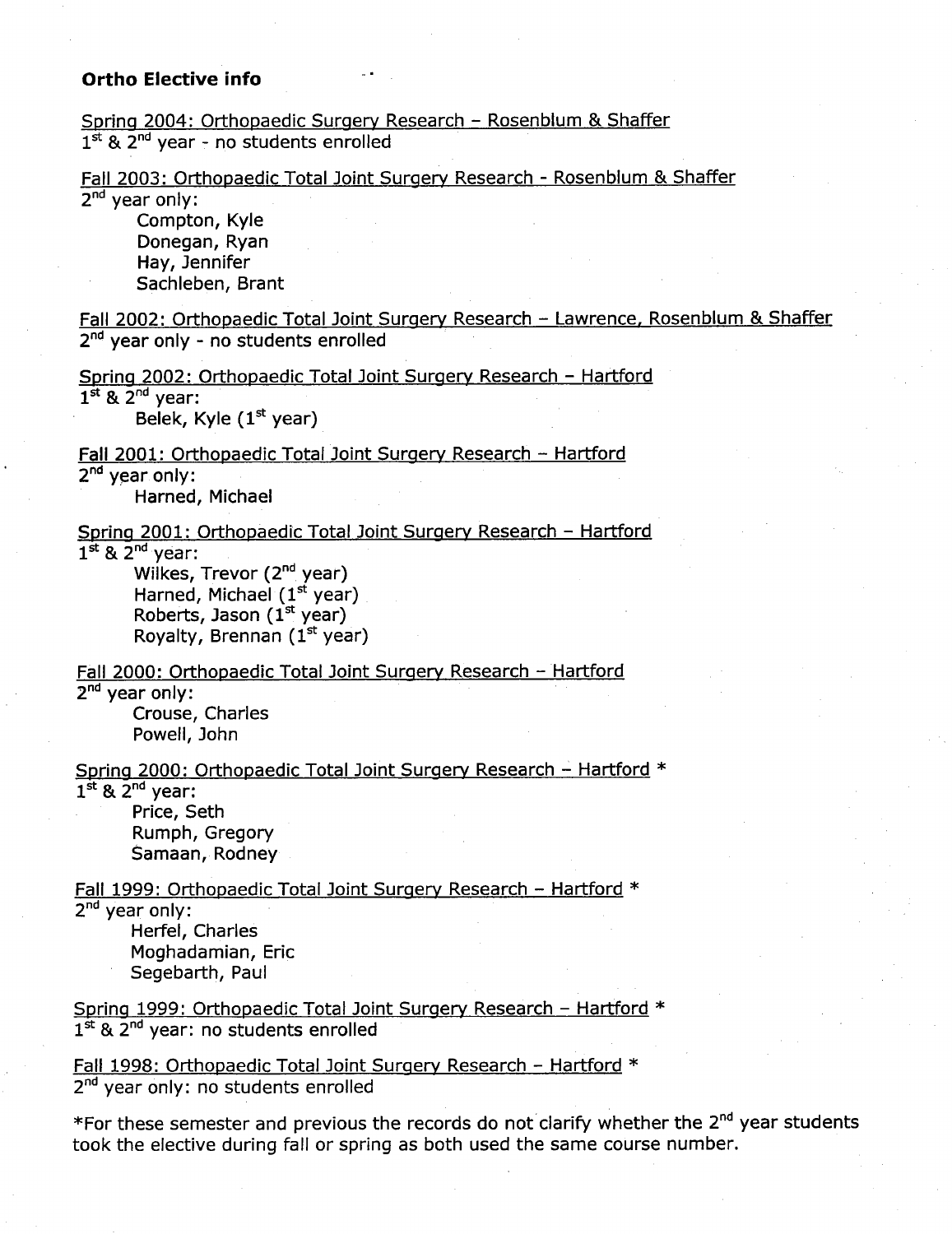**Ortho Elective info**

Spring 2004: Orthopaedic Surgery Research – Rosenblum & Shaffer
1st & 2nd year - no students enrolled

Fall 2003: Orthopaedic Total Joint Surgery Research - Rosenblum & Shaffer
2nd year only:

- Compton, Kyle
- Donegan, Ryan
- Hay, Jennifer
- Sachleben, Brant

Fall 2002: Orthopaedic Total Joint Surgery Research – Lawrence, Rosenblum & Shaffer
2nd year only - no students enrolled

Spring 2002: Orthopaedic Total Joint Surgery Research – Hartford
1st & 2nd year:

- Belek, Kyle (1st year)

Fall 2001: Orthopaedic Total Joint Surgery Research – Hartford
2nd year only:

- Harned, Michael

Spring 2001: Orthopaedic Total Joint Surgery Research – Hartford
1st & 2nd year:

- Wilkes, Trevor (2nd year)
- Harned, Michael (1st year)
- Roberts, Jason (1st year)
- Royalty, Brennan (1st year)

Fall 2000: Orthopaedic Total Joint Surgery Research – Hartford
2nd year only:

- Crouse, Charles
- Powell, John

Spring 2000: Orthopaedic Total Joint Surgery Research – Hartford *
1st & 2nd year:

- Price, Seth
- Rumph, Gregory
- Samaan, Rodney

Fall 1999: Orthopaedic Total Joint Surgery Research – Hartford *
2nd year only:

- Herfel, Charles
- Moghadamian, Eric
- Segebarth, Paul

Spring 1999: Orthopaedic Total Joint Surgery Research – Hartford *
1st & 2nd year: no students enrolled

Fall 1998: Orthopaedic Total Joint Surgery Research – Hartford *
2nd year only: no students enrolled

*For these semester and previous the records do not clarify whether the 2nd year students took the elective during fall or spring as both used the same course number.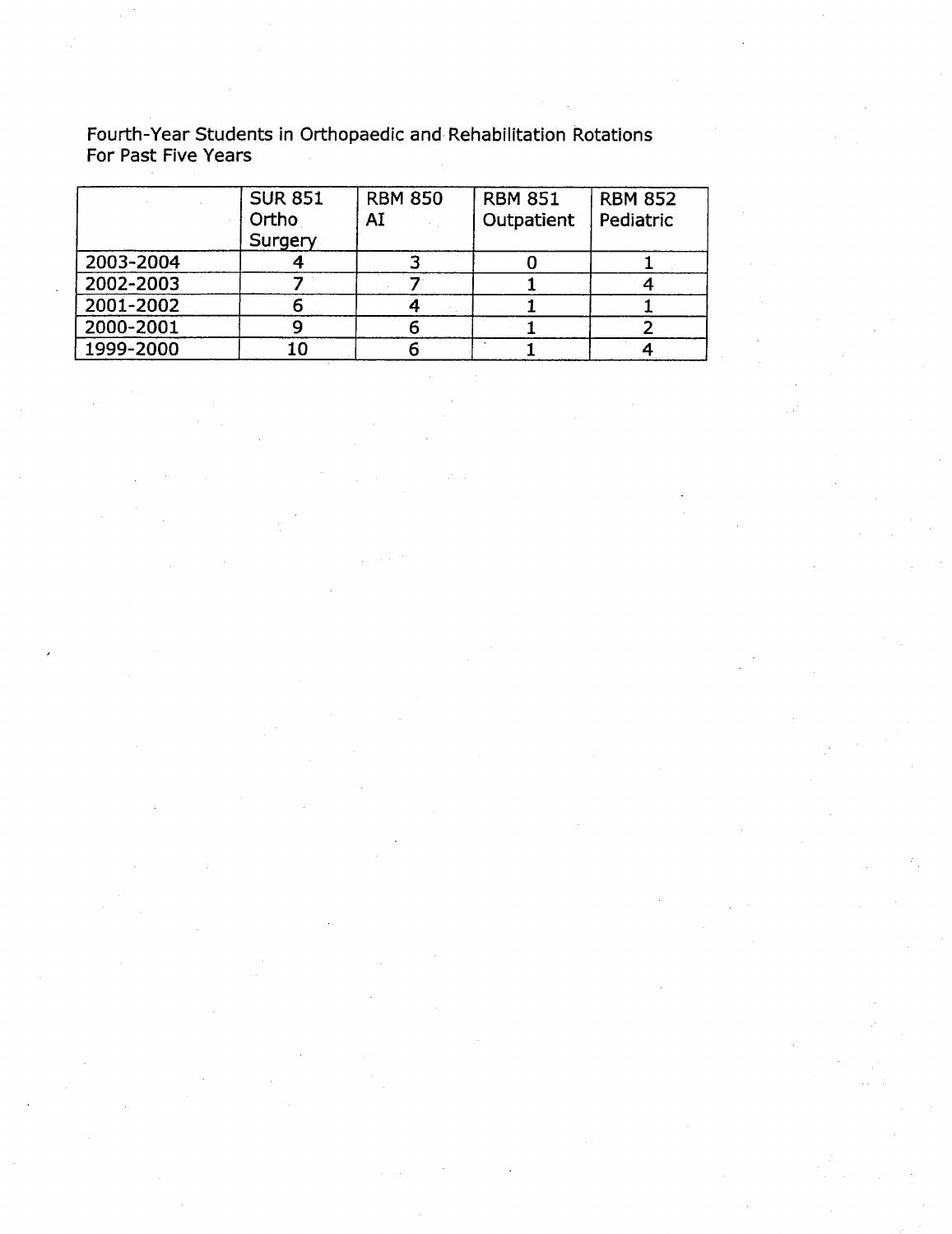Fourth-Year Students in Orthopaedic and Rehabilitation Rotations
For Past Five Years

| | SUR 851 Ortho Surgery | RBM 850 AI | RBM 851 Outpatient | RBM 852 Pediatric |
|---|---|---|---|---|
| 2003-2004 | 4 | 3 | 0 | 1 |
| 2002-2003 | 7 | 7 | 1 | 4 |
| 2001-2002 | 6 | 4 | 1 | 1 |
| 2000-2001 | 9 | 6 | 1 | 2 |
| 1999-2000 | 10 | 6 | 1 | 4 |